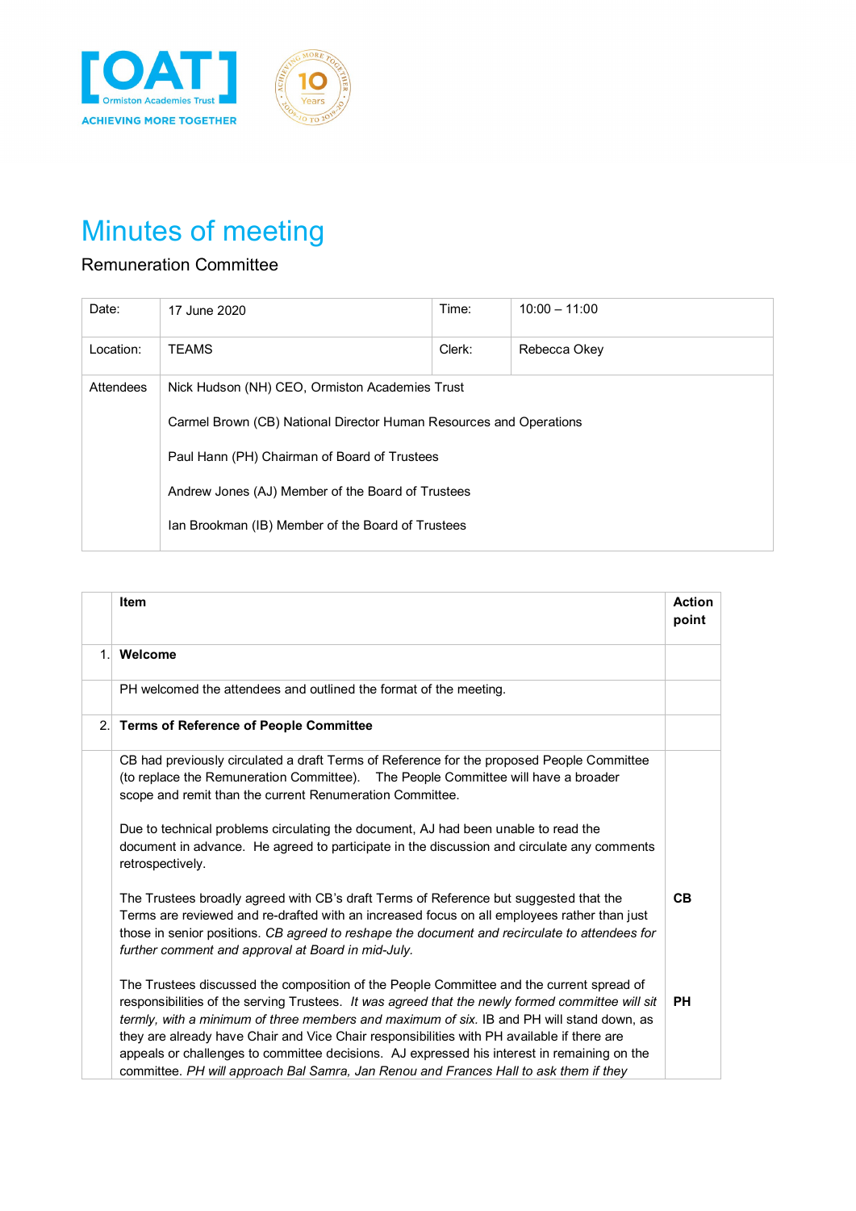# Minutes of meeting

Remuneration Committee

| Date: | 17 June 2020 | Time: | 10:00 – 11:00 |
|---|---|---|---|
| Location: | TEAMS | Clerk: | Rebecca Okey |
| Attendees | Nick Hudson (NH) CEO, Ormiston Academies Trust<br><br>Carmel Brown (CB) National Director Human Resources and Operations<br><br>Paul Hann (PH) Chairman of Board of Trustees<br><br>Andrew Jones (AJ) Member of the Board of Trustees<br><br>Ian Brookman (IB) Member of the Board of Trustees | | |

| | Item | Action point |
|---|---|---|
| 1. | **Welcome** | |
| | PH welcomed the attendees and outlined the format of the meeting. | |
| 2. | **Terms of Reference of People Committee** | |
| | CB had previously circulated a draft Terms of Reference for the proposed People Committee (to replace the Remuneration Committee). The People Committee will have a broader scope and remit than the current Renumeration Committee.<br><br>Due to technical problems circulating the document, AJ had been unable to read the document in advance. He agreed to participate in the discussion and circulate any comments retrospectively. | |
| | The Trustees broadly agreed with CB's draft Terms of Reference but suggested that the Terms are reviewed and re-drafted with an increased focus on all employees rather than just those in senior positions. *CB agreed to reshape the document and recirculate to attendees for further comment and approval at Board in mid-July.* | **CB** |
| | The Trustees discussed the composition of the People Committee and the current spread of responsibilities of the serving Trustees. *It was agreed that the newly formed committee will sit termly, with a minimum of three members and maximum of six.* IB and PH will stand down, as they are already have Chair and Vice Chair responsibilities with PH available if there are appeals or challenges to committee decisions. AJ expressed his interest in remaining on the committee. *PH will approach Bal Samra, Jan Renou and Frances Hall to ask them if they* | **PH** |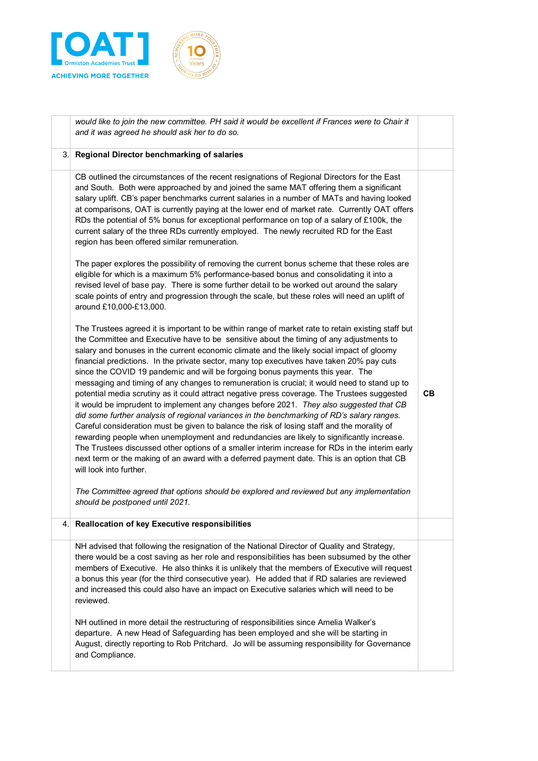| | | |
|---|---|---|
| | *would like to join the new committee. PH said it would be excellent if Frances were to Chair it and it was agreed he should ask her to do so.* | |
| 3. | **Regional Director benchmarking of salaries** | |
| | CB outlined the circumstances of the recent resignations of Regional Directors for the East and South. Both were approached by and joined the same MAT offering them a significant salary uplift. CB's paper benchmarks current salaries in a number of MATs and having looked at comparisons, OAT is currently paying at the lower end of market rate. Currently OAT offers RDs the potential of 5% bonus for exceptional performance on top of a salary of £100k, the current salary of the three RDs currently employed. The newly recruited RD for the East region has been offered similar remuneration.<br><br>The paper explores the possibility of removing the current bonus scheme that these roles are eligible for which is a maximum 5% performance-based bonus and consolidating it into a revised level of base pay. There is some further detail to be worked out around the salary scale points of entry and progression through the scale, but these roles will need an uplift of around £10,000-£13,000.<br><br>The Trustees agreed it is important to be within range of market rate to retain existing staff but the Committee and Executive have to be sensitive about the timing of any adjustments to salary and bonuses in the current economic climate and the likely social impact of gloomy financial predictions. In the private sector, many top executives have taken 20% pay cuts since the COVID 19 pandemic and will be forgoing bonus payments this year. The messaging and timing of any changes to remuneration is crucial; it would need to stand up to potential media scrutiny as it could attract negative press coverage. The Trustees suggested it would be imprudent to implement any changes before 2021. *They also suggested that CB did some further analysis of regional variances in the benchmarking of RD's salary ranges.* Careful consideration must be given to balance the risk of losing staff and the morality of rewarding people when unemployment and redundancies are likely to significantly increase. The Trustees discussed other options of a smaller interim increase for RDs in the interim early next term or the making of an award with a deferred payment date. This is an option that CB will look into further.<br><br>*The Committee agreed that options should be explored and reviewed but any implementation should be postponed until 2021.* | **CB** |
| 4. | **Reallocation of key Executive responsibilities** | |
| | NH advised that following the resignation of the National Director of Quality and Strategy, there would be a cost saving as her role and responsibilities has been subsumed by the other members of Executive. He also thinks it is unlikely that the members of Executive will request a bonus this year (for the third consecutive year). He added that if RD salaries are reviewed and increased this could also have an impact on Executive salaries which will need to be reviewed.<br><br>NH outlined in more detail the restructuring of responsibilities since Amelia Walker's departure. A new Head of Safeguarding has been employed and she will be starting in August, directly reporting to Rob Pritchard. Jo will be assuming responsibility for Governance and Compliance. | |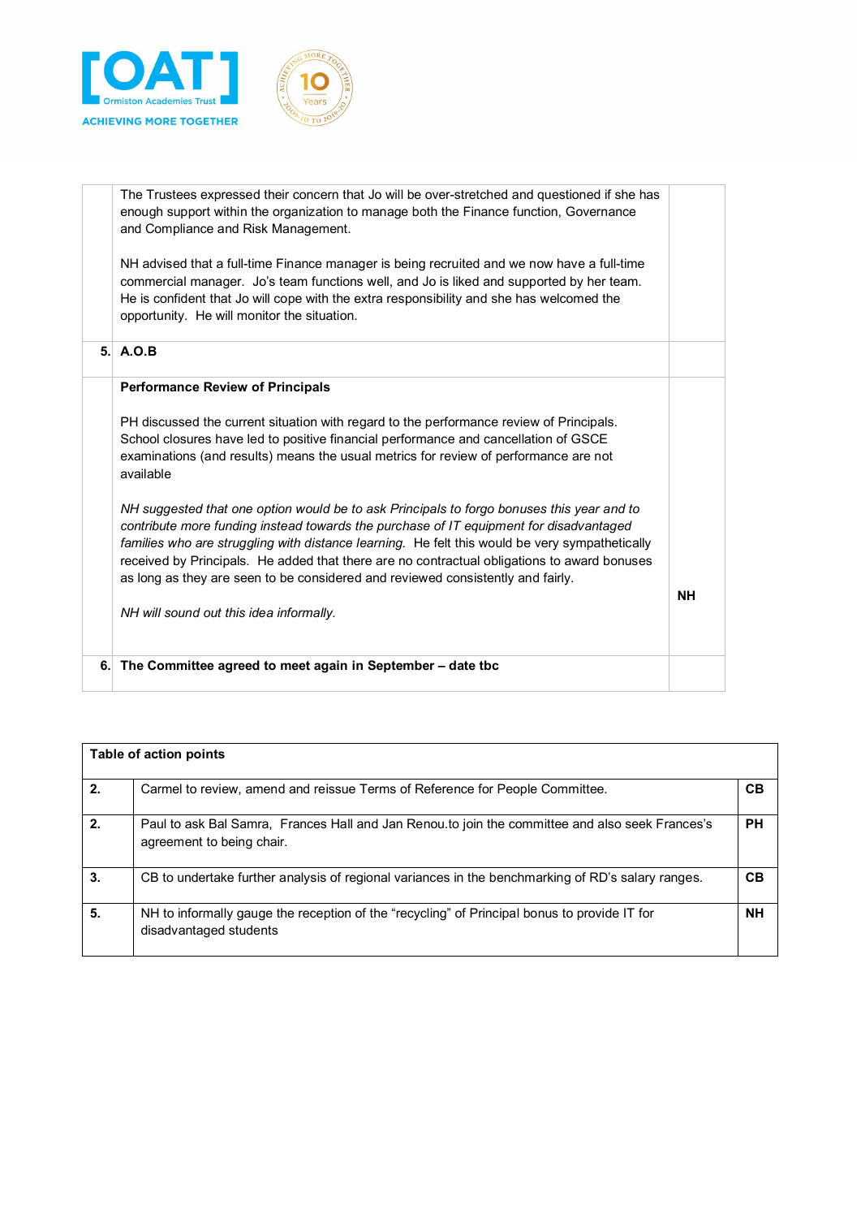| | | |
|---|---|---|
| | The Trustees expressed their concern that Jo will be over-stretched and questioned if she has enough support within the organization to manage both the Finance function, Governance and Compliance and Risk Management.<br><br>NH advised that a full-time Finance manager is being recruited and we now have a full-time commercial manager. Jo's team functions well, and Jo is liked and supported by her team. He is confident that Jo will cope with the extra responsibility and she has welcomed the opportunity. He will monitor the situation. | |
| 5. | **A.O.B** | |
| | **Performance Review of Principals**<br><br>PH discussed the current situation with regard to the performance review of Principals. School closures have led to positive financial performance and cancellation of GSCE examinations (and results) means the usual metrics for review of performance are not available<br><br>*NH suggested that one option would be to ask Principals to forgo bonuses this year and to contribute more funding instead towards the purchase of IT equipment for disadvantaged families who are struggling with distance learning.* He felt this would be very sympathetically received by Principals. He added that there are no contractual obligations to award bonuses as long as they are seen to be considered and reviewed consistently and fairly.<br><br>*NH will sound out this idea informally.* | **NH** |
| 6. | **The Committee agreed to meet again in September – date tbc** | |

| **Table of action points** | | |
|---|---|---|
| **2.** | Carmel to review, amend and reissue Terms of Reference for People Committee. | **CB** |
| **2.** | Paul to ask Bal Samra, Frances Hall and Jan Renou.to join the committee and also seek Frances's agreement to being chair. | **PH** |
| **3.** | CB to undertake further analysis of regional variances in the benchmarking of RD's salary ranges. | **CB** |
| **5.** | NH to informally gauge the reception of the "recycling" of Principal bonus to provide IT for disadvantaged students | **NH** |